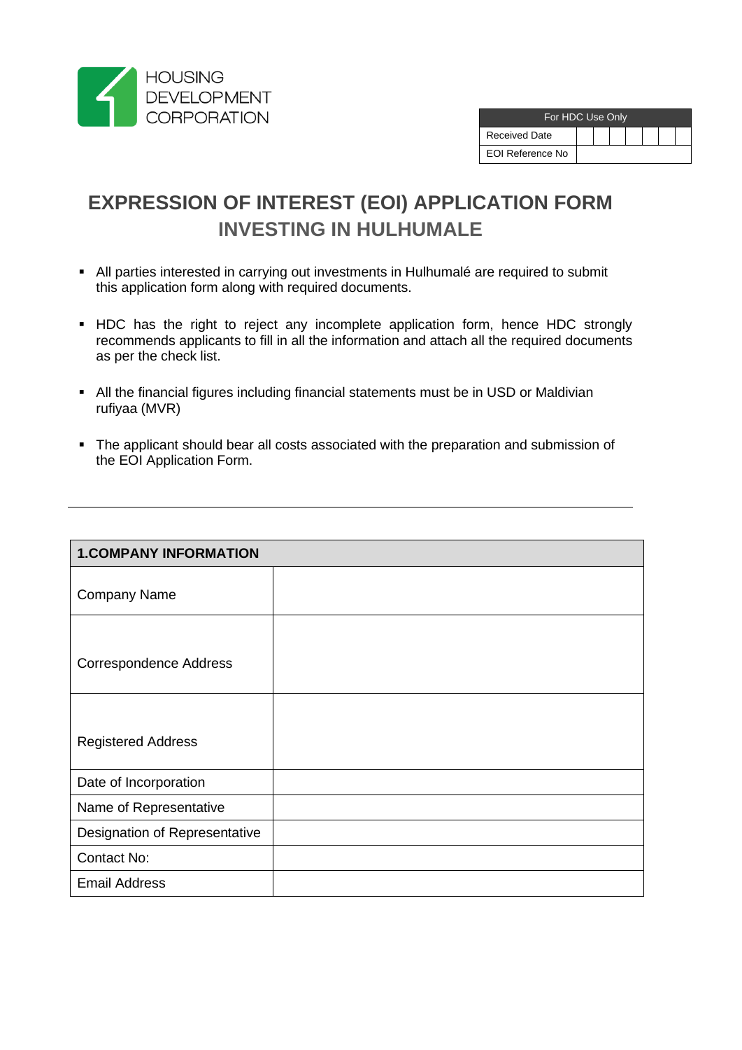HOUSING DEVELOPMENT CORPORATION

| For HDC Use Only | |
|---|---|
| Received Date | |
| EOI Reference No | |

# EXPRESSION OF INTEREST (EOI) APPLICATION FORM
## INVESTING IN HULHUMALE

- All parties interested in carrying out investments in Hulhumalé are required to submit this application form along with required documents.
- HDC has the right to reject any incomplete application form, hence HDC strongly recommends applicants to fill in all the information and attach all the required documents as per the check list.
- All the financial figures including financial statements must be in USD or Maldivian rufiyaa (MVR)
- The applicant should bear all costs associated with the preparation and submission of the EOI Application Form.

---

| **1.COMPANY INFORMATION** | |
|---|---|
| Company Name | |
| Correspondence Address | |
| Registered Address | |
| Date of Incorporation | |
| Name of Representative | |
| Designation of Representative | |
| Contact No: | |
| Email Address | |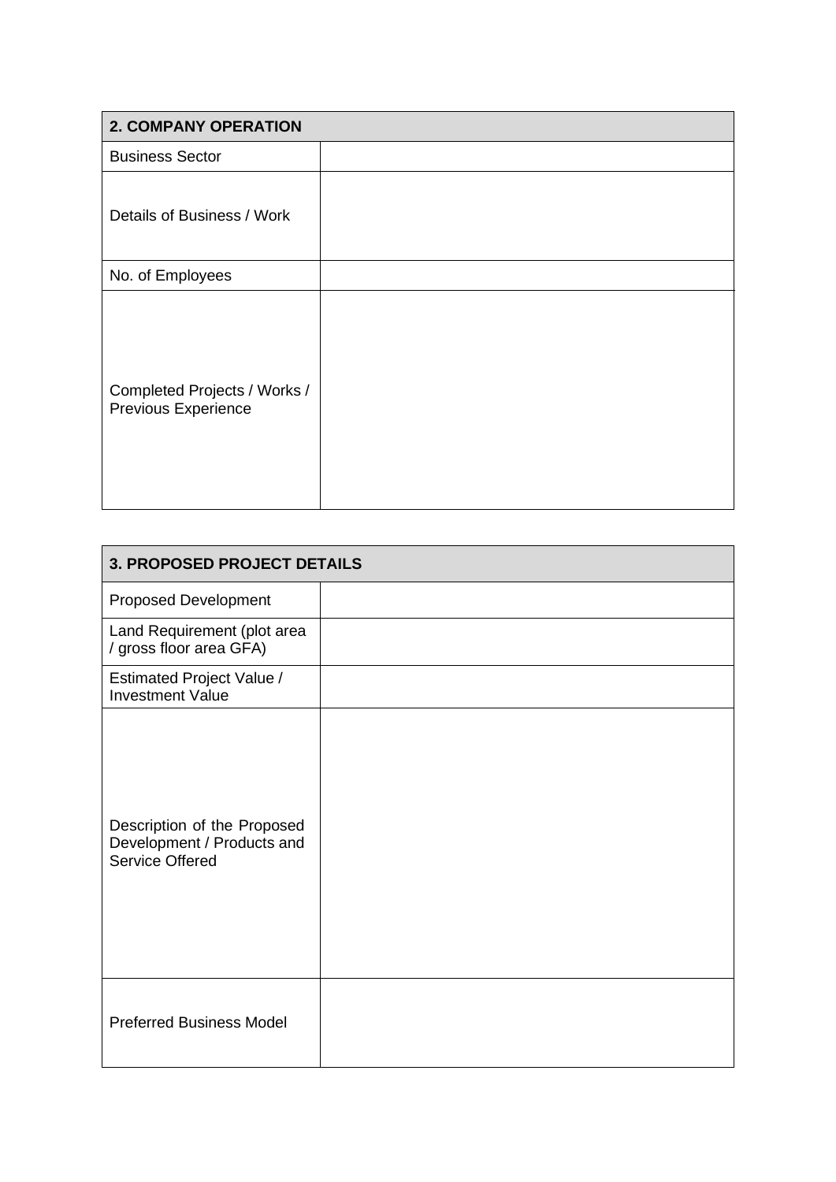| 2. COMPANY OPERATION | |
|---|---|
| Business Sector | |
| Details of Business / Work | |
| No. of Employees | |
| Completed Projects / Works / Previous Experience | |

| 3. PROPOSED PROJECT DETAILS | |
|---|---|
| Proposed Development | |
| Land Requirement (plot area / gross floor area GFA) | |
| Estimated Project Value / Investment Value | |
| Description of the Proposed Development / Products and Service Offered | |
| Preferred Business Model | |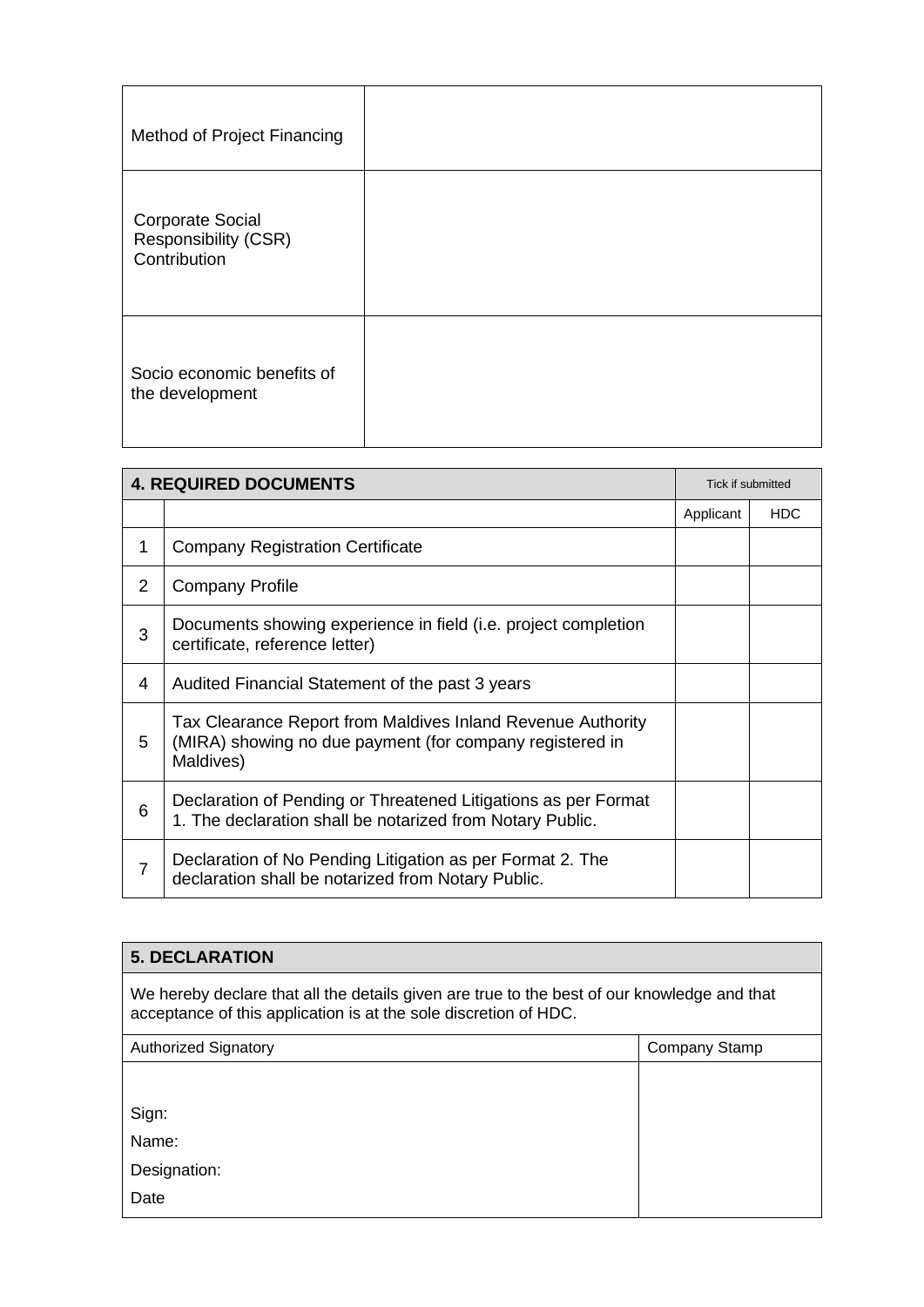| | |
|---|---|
| Method of Project Financing | |
| Corporate Social Responsibility (CSR) Contribution | |
| Socio economic benefits of the development | |

| **4. REQUIRED DOCUMENTS** | | Tick if submitted | |
|---|---|---|---|
| | | Applicant | HDC |
| 1 | Company Registration Certificate | | |
| 2 | Company Profile | | |
| 3 | Documents showing experience in field (i.e. project completion certificate, reference letter) | | |
| 4 | Audited Financial Statement of the past 3 years | | |
| 5 | Tax Clearance Report from Maldives Inland Revenue Authority (MIRA) showing no due payment (for company registered in Maldives) | | |
| 6 | Declaration of Pending or Threatened Litigations as per Format 1. The declaration shall be notarized from Notary Public. | | |
| 7 | Declaration of No Pending Litigation as per Format 2. The declaration shall be notarized from Notary Public. | | |

| **5. DECLARATION** | |
|---|---|
| We hereby declare that all the details given are true to the best of our knowledge and that acceptance of this application is at the sole discretion of HDC. | |
| Authorized Signatory | Company Stamp |
| Sign:<br>Name:<br>Designation:<br>Date | |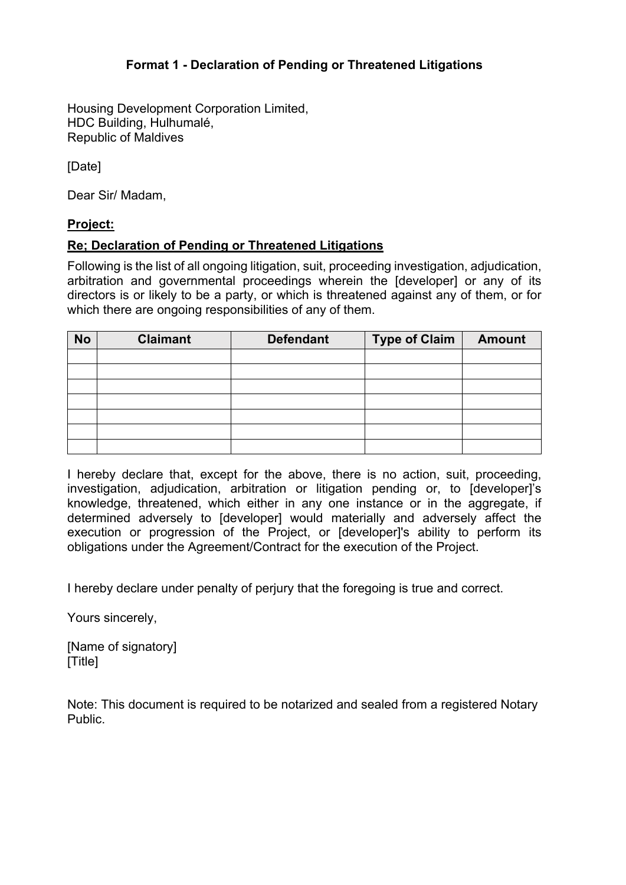**Format 1 - Declaration of Pending or Threatened Litigations**

Housing Development Corporation Limited,
HDC Building, Hulhumalé,
Republic of Maldives

[Date]

Dear Sir/ Madam,

**Project:**

**Re; Declaration of Pending or Threatened Litigations**

Following is the list of all ongoing litigation, suit, proceeding investigation, adjudication, arbitration and governmental proceedings wherein the [developer] or any of its directors is or likely to be a party, or which is threatened against any of them, or for which there are ongoing responsibilities of any of them.

| No | Claimant | Defendant | Type of Claim | Amount |
|---|---|---|---|---|
| | | | | |
| | | | | |
| | | | | |
| | | | | |
| | | | | |
| | | | | |
| | | | | |

I hereby declare that, except for the above, there is no action, suit, proceeding, investigation, adjudication, arbitration or litigation pending or, to [developer]'s knowledge, threatened, which either in any one instance or in the aggregate, if determined adversely to [developer] would materially and adversely affect the execution or progression of the Project, or [developer]'s ability to perform its obligations under the Agreement/Contract for the execution of the Project.

I hereby declare under penalty of perjury that the foregoing is true and correct.

Yours sincerely,

[Name of signatory]
[Title]

Note: This document is required to be notarized and sealed from a registered Notary Public.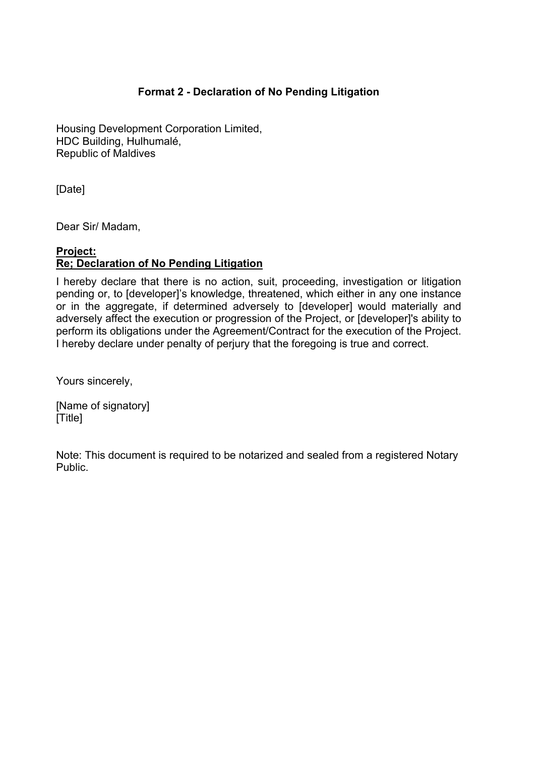### Format 2 - Declaration of No Pending Litigation

Housing Development Corporation Limited,
HDC Building, Hulhumalé,
Republic of Maldives

[Date]

Dear Sir/ Madam,

**Project:**
**Re; Declaration of No Pending Litigation**

I hereby declare that there is no action, suit, proceeding, investigation or litigation pending or, to [developer]'s knowledge, threatened, which either in any one instance or in the aggregate, if determined adversely to [developer] would materially and adversely affect the execution or progression of the Project, or [developer]'s ability to perform its obligations under the Agreement/Contract for the execution of the Project. I hereby declare under penalty of perjury that the foregoing is true and correct.

Yours sincerely,

[Name of signatory]
[Title]

Note: This document is required to be notarized and sealed from a registered Notary Public.